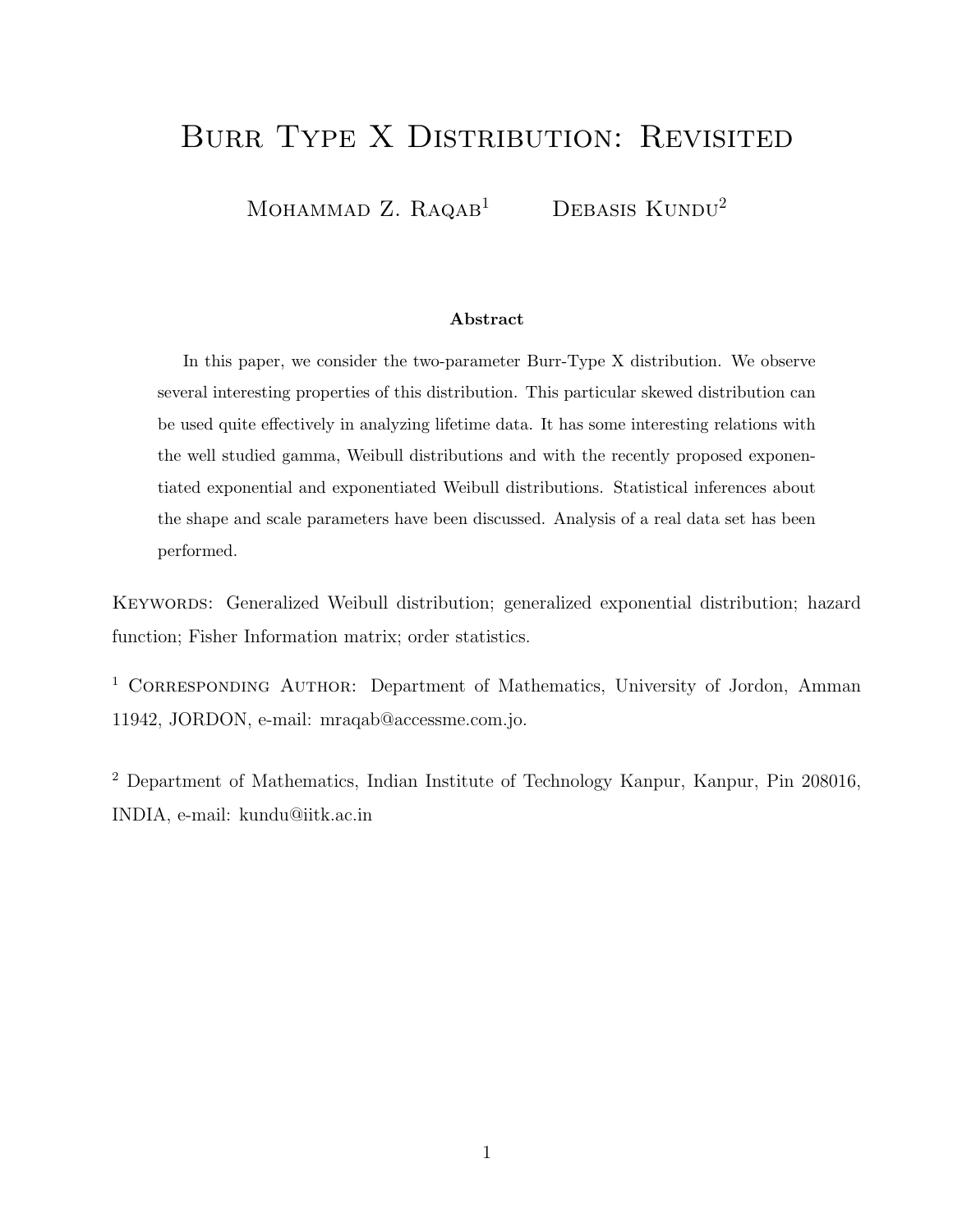# Burr Type X Distribution: Revisited

Mohammad Z. Raqab[1] Debasis Kundu[2]

### Abstract

In this paper, we consider the two-parameter Burr-Type X distribution. We observe several interesting properties of this distribution. This particular skewed distribution can be used quite effectively in analyzing lifetime data. It has some interesting relations with the well studied gamma, Weibull distributions and with the recently proposed exponentiated exponential and exponentiated Weibull distributions. Statistical inferences about the shape and scale parameters have been discussed. Analysis of a real data set has been performed.

Keywords: Generalized Weibull distribution; generalized exponential distribution; hazard function; Fisher Information matrix; order statistics.

[1] Corresponding Author: Department of Mathematics, University of Jordon, Amman 11942, JORDON, e-mail: mraqab@accessme.com.jo.

[2] Department of Mathematics, Indian Institute of Technology Kanpur, Kanpur, Pin 208016, INDIA, e-mail: kundu@iitk.ac.in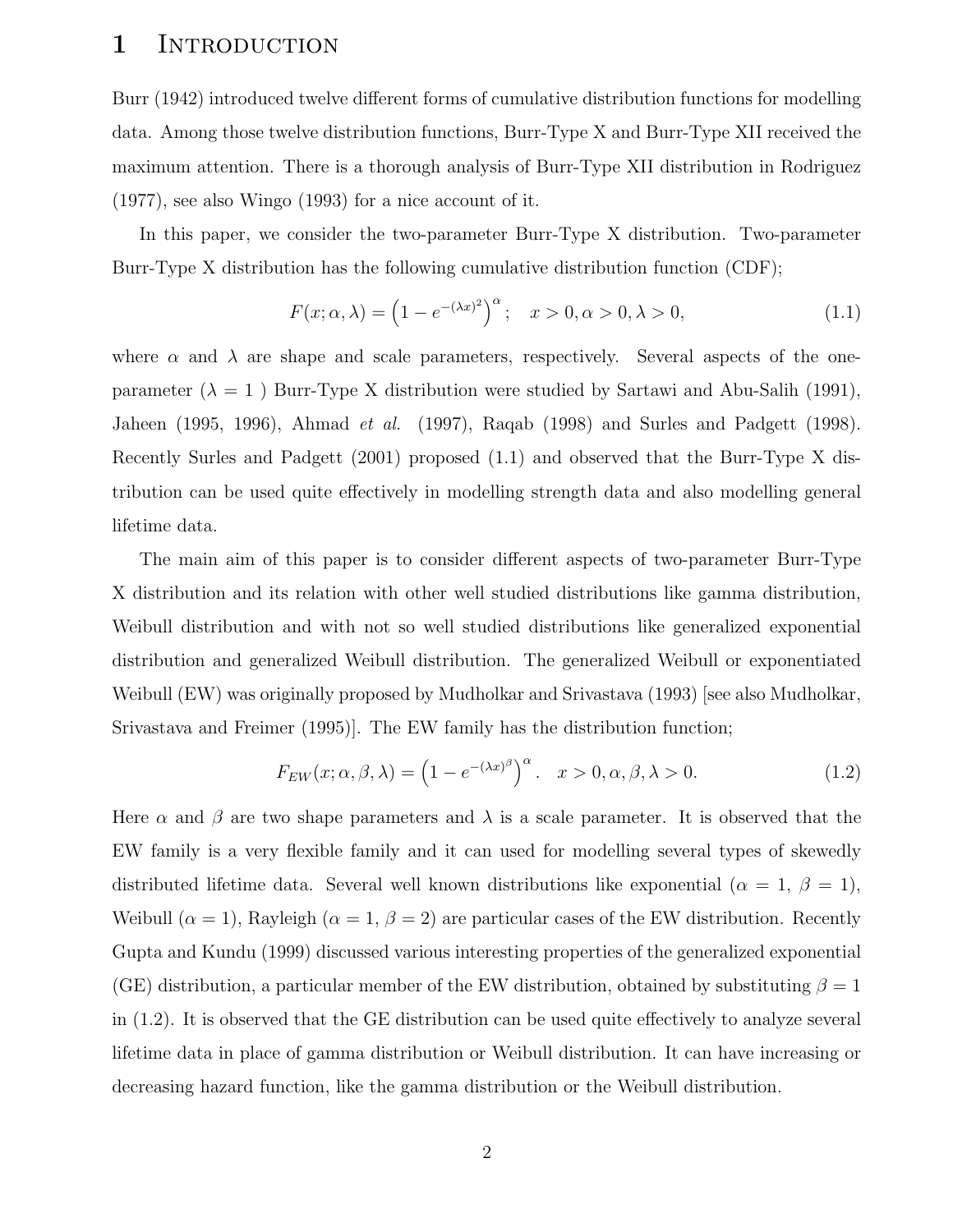# 1 Introduction

Burr (1942) introduced twelve different forms of cumulative distribution functions for modelling data. Among those twelve distribution functions, Burr-Type X and Burr-Type XII received the maximum attention. There is a thorough analysis of Burr-Type XII distribution in Rodriguez (1977), see also Wingo (1993) for a nice account of it.

In this paper, we consider the two-parameter Burr-Type X distribution. Two-parameter Burr-Type X distribution has the following cumulative distribution function (CDF);

$$F(x; \alpha, \lambda) = \left(1 - e^{-(\lambda x)^2}\right)^{\alpha}; \quad x > 0, \alpha > 0, \lambda > 0, \tag{1.1}$$

where $\alpha$ and $\lambda$ are shape and scale parameters, respectively. Several aspects of the one-parameter ($\lambda = 1$ ) Burr-Type X distribution were studied by Sartawi and Abu-Salih (1991), Jaheen (1995, 1996), Ahmad *et al.* (1997), Raqab (1998) and Surles and Padgett (1998). Recently Surles and Padgett (2001) proposed (1.1) and observed that the Burr-Type X distribution can be used quite effectively in modelling strength data and also modelling general lifetime data.

The main aim of this paper is to consider different aspects of two-parameter Burr-Type X distribution and its relation with other well studied distributions like gamma distribution, Weibull distribution and with not so well studied distributions like generalized exponential distribution and generalized Weibull distribution. The generalized Weibull or exponentiated Weibull (EW) was originally proposed by Mudholkar and Srivastava (1993) [see also Mudholkar, Srivastava and Freimer (1995)]. The EW family has the distribution function;

$$F_{EW}(x; \alpha, \beta, \lambda) = \left(1 - e^{-(\lambda x)^{\beta}}\right)^{\alpha}. \quad x > 0, \alpha, \beta, \lambda > 0. \tag{1.2}$$

Here $\alpha$ and $\beta$ are two shape parameters and $\lambda$ is a scale parameter. It is observed that the EW family is a very flexible family and it can used for modelling several types of skewedly distributed lifetime data. Several well known distributions like exponential ($\alpha = 1$, $\beta = 1$), Weibull ($\alpha = 1$), Rayleigh ($\alpha = 1$, $\beta = 2$) are particular cases of the EW distribution. Recently Gupta and Kundu (1999) discussed various interesting properties of the generalized exponential (GE) distribution, a particular member of the EW distribution, obtained by substituting $\beta = 1$ in (1.2). It is observed that the GE distribution can be used quite effectively to analyze several lifetime data in place of gamma distribution or Weibull distribution. It can have increasing or decreasing hazard function, like the gamma distribution or the Weibull distribution.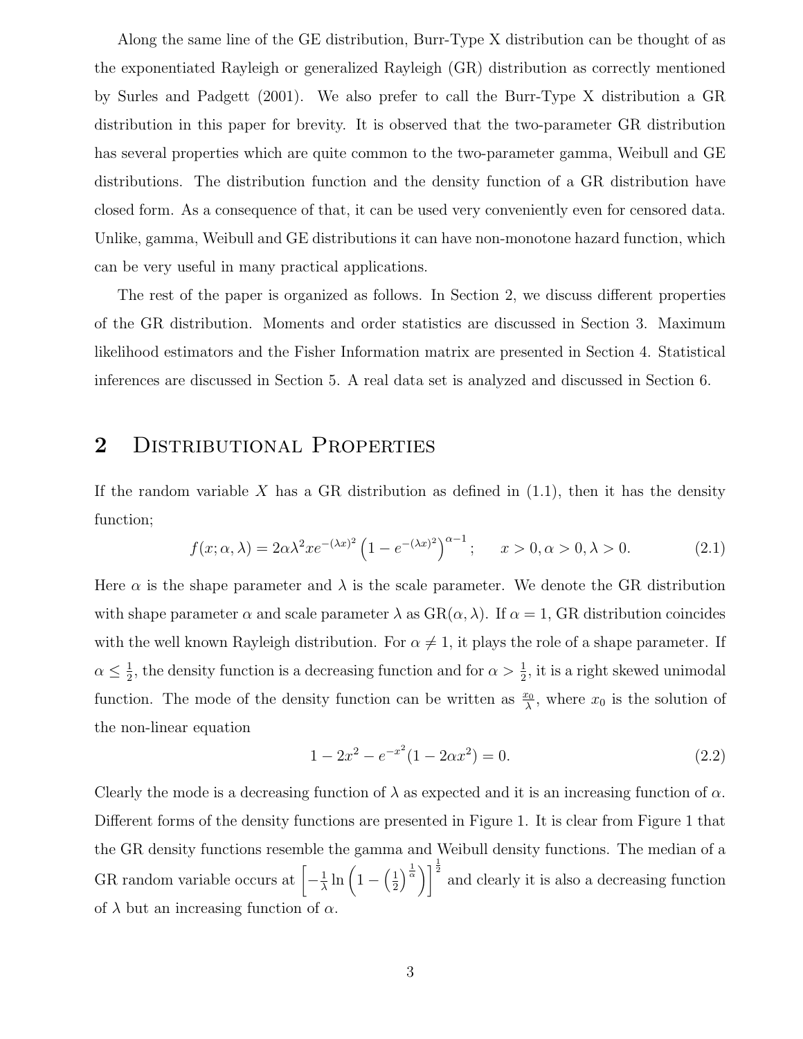Along the same line of the GE distribution, Burr-Type X distribution can be thought of as the exponentiated Rayleigh or generalized Rayleigh (GR) distribution as correctly mentioned by Surles and Padgett (2001). We also prefer to call the Burr-Type X distribution a GR distribution in this paper for brevity. It is observed that the two-parameter GR distribution has several properties which are quite common to the two-parameter gamma, Weibull and GE distributions. The distribution function and the density function of a GR distribution have closed form. As a consequence of that, it can be used very conveniently even for censored data. Unlike, gamma, Weibull and GE distributions it can have non-monotone hazard function, which can be very useful in many practical applications.

The rest of the paper is organized as follows. In Section 2, we discuss different properties of the GR distribution. Moments and order statistics are discussed in Section 3. Maximum likelihood estimators and the Fisher Information matrix are presented in Section 4. Statistical inferences are discussed in Section 5. A real data set is analyzed and discussed in Section 6.

## 2 Distributional Properties

If the random variable $X$ has a GR distribution as defined in (1.1), then it has the density function;

$$f(x;\alpha,\lambda) = 2\alpha\lambda^2 x e^{-(\lambda x)^2}\left(1 - e^{-(\lambda x)^2}\right)^{\alpha-1}; \qquad x > 0, \alpha > 0, \lambda > 0. \tag{2.1}$$

Here $\alpha$ is the shape parameter and $\lambda$ is the scale parameter. We denote the GR distribution with shape parameter $\alpha$ and scale parameter $\lambda$ as GR($\alpha, \lambda$). If $\alpha = 1$, GR distribution coincides with the well known Rayleigh distribution. For $\alpha \neq 1$, it plays the role of a shape parameter. If $\alpha \leq \frac{1}{2}$, the density function is a decreasing function and for $\alpha > \frac{1}{2}$, it is a right skewed unimodal function. The mode of the density function can be written as $\frac{x_0}{\lambda}$, where $x_0$ is the solution of the non-linear equation

$$1 - 2x^2 - e^{-x^2}(1 - 2\alpha x^2) = 0. \tag{2.2}$$

Clearly the mode is a decreasing function of $\lambda$ as expected and it is an increasing function of $\alpha$. Different forms of the density functions are presented in Figure 1. It is clear from Figure 1 that the GR density functions resemble the gamma and Weibull density functions. The median of a GR random variable occurs at $\left[-\frac{1}{\lambda}\ln\left(1 - \left(\frac{1}{2}\right)^{\frac{1}{\alpha}}\right)\right]^{\frac{1}{2}}$ and clearly it is also a decreasing function of $\lambda$ but an increasing function of $\alpha$.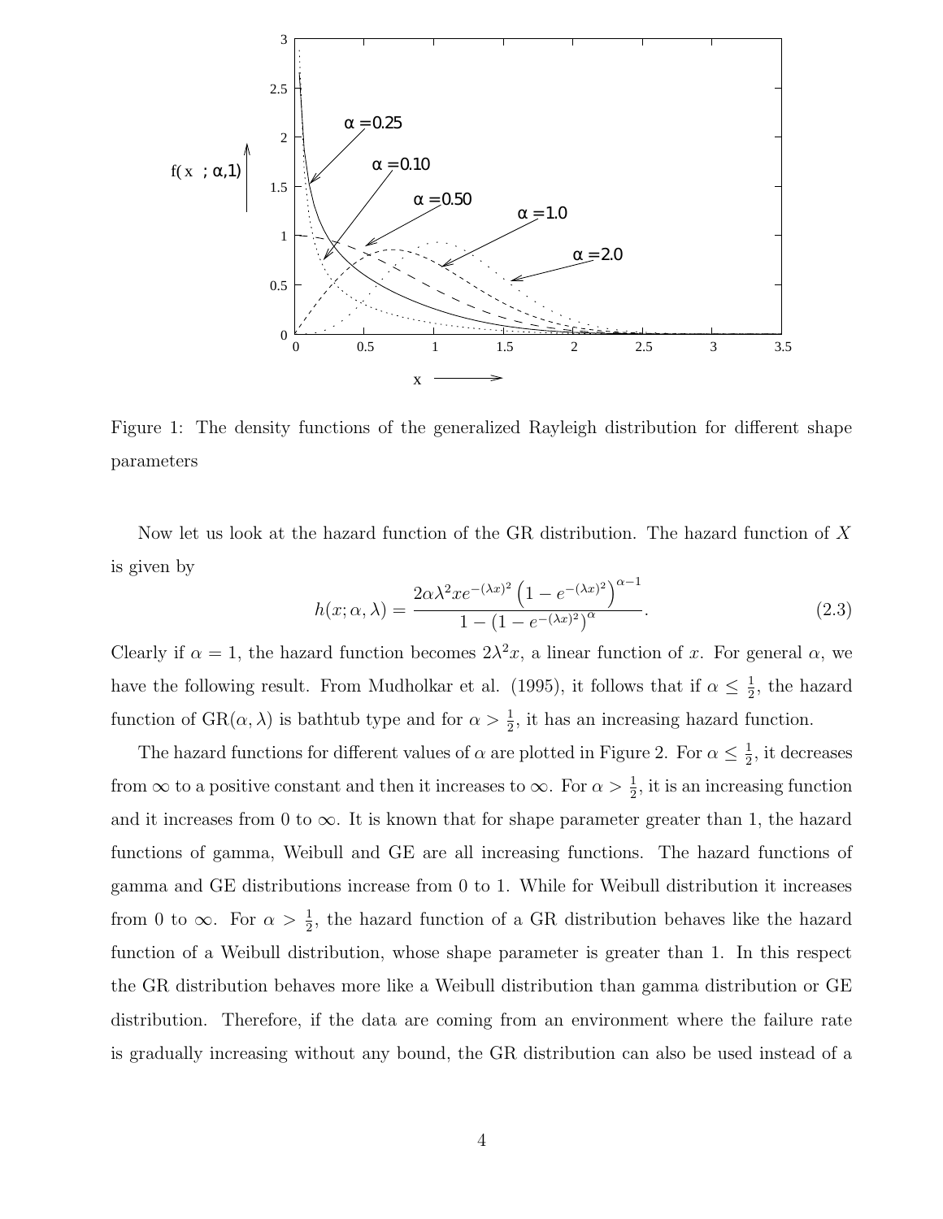Figure 1: The density functions of the generalized Rayleigh distribution for different shape parameters

Now let us look at the hazard function of the GR distribution. The hazard function of $X$ is given by

$$h(x; \alpha, \lambda) = \frac{2\alpha\lambda^2 x e^{-(\lambda x)^2}\left(1 - e^{-(\lambda x)^2}\right)^{\alpha-1}}{1 - \left(1 - e^{-(\lambda x)^2}\right)^{\alpha}}. \tag{2.3}$$

Clearly if $\alpha = 1$, the hazard function becomes $2\lambda^2 x$, a linear function of $x$. For general $\alpha$, we have the following result. From Mudholkar et al. (1995), it follows that if $\alpha \leq \frac{1}{2}$, the hazard function of GR$(\alpha, \lambda)$ is bathtub type and for $\alpha > \frac{1}{2}$, it has an increasing hazard function.

The hazard functions for different values of $\alpha$ are plotted in Figure 2. For $\alpha \leq \frac{1}{2}$, it decreases from $\infty$ to a positive constant and then it increases to $\infty$. For $\alpha > \frac{1}{2}$, it is an increasing function and it increases from 0 to $\infty$. It is known that for shape parameter greater than 1, the hazard functions of gamma, Weibull and GE are all increasing functions. The hazard functions of gamma and GE distributions increase from 0 to 1. While for Weibull distribution it increases from 0 to $\infty$. For $\alpha > \frac{1}{2}$, the hazard function of a GR distribution behaves like the hazard function of a Weibull distribution, whose shape parameter is greater than 1. In this respect the GR distribution behaves more like a Weibull distribution than gamma distribution or GE distribution. Therefore, if the data are coming from an environment where the failure rate is gradually increasing without any bound, the GR distribution can also be used instead of a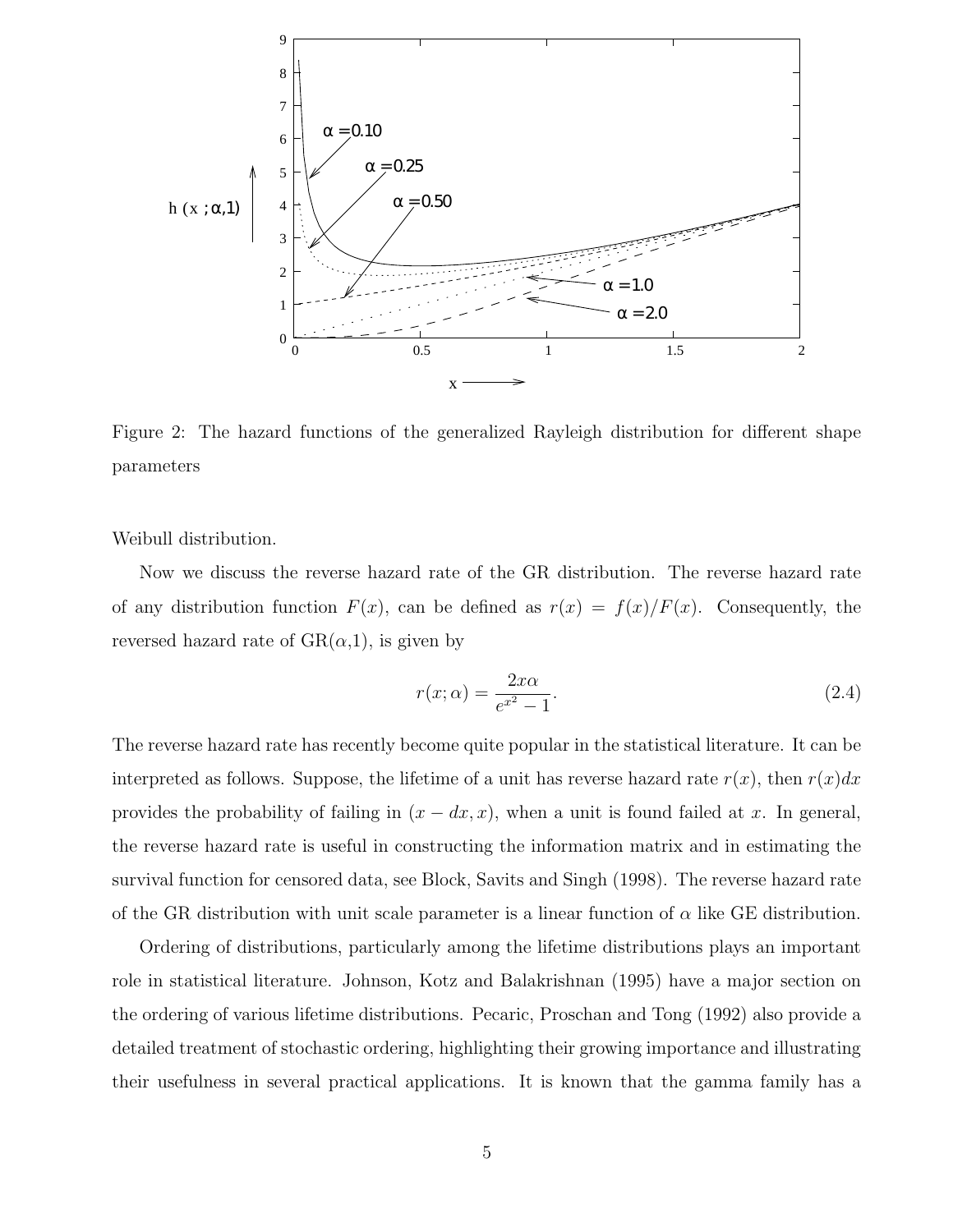Figure 2: The hazard functions of the generalized Rayleigh distribution for different shape parameters

Weibull distribution.

Now we discuss the reverse hazard rate of the GR distribution. The reverse hazard rate of any distribution function $F(x)$, can be defined as $r(x) = f(x)/F(x)$. Consequently, the reversed hazard rate of GR($\alpha$,1), is given by

$$r(x; \alpha) = \frac{2x\alpha}{e^{x^2} - 1}. \tag{2.4}$$

The reverse hazard rate has recently become quite popular in the statistical literature. It can be interpreted as follows. Suppose, the lifetime of a unit has reverse hazard rate $r(x)$, then $r(x)dx$ provides the probability of failing in $(x - dx, x)$, when a unit is found failed at $x$. In general, the reverse hazard rate is useful in constructing the information matrix and in estimating the survival function for censored data, see Block, Savits and Singh (1998). The reverse hazard rate of the GR distribution with unit scale parameter is a linear function of $\alpha$ like GE distribution.

Ordering of distributions, particularly among the lifetime distributions plays an important role in statistical literature. Johnson, Kotz and Balakrishnan (1995) have a major section on the ordering of various lifetime distributions. Pecaric, Proschan and Tong (1992) also provide a detailed treatment of stochastic ordering, highlighting their growing importance and illustrating their usefulness in several practical applications. It is known that the gamma family has a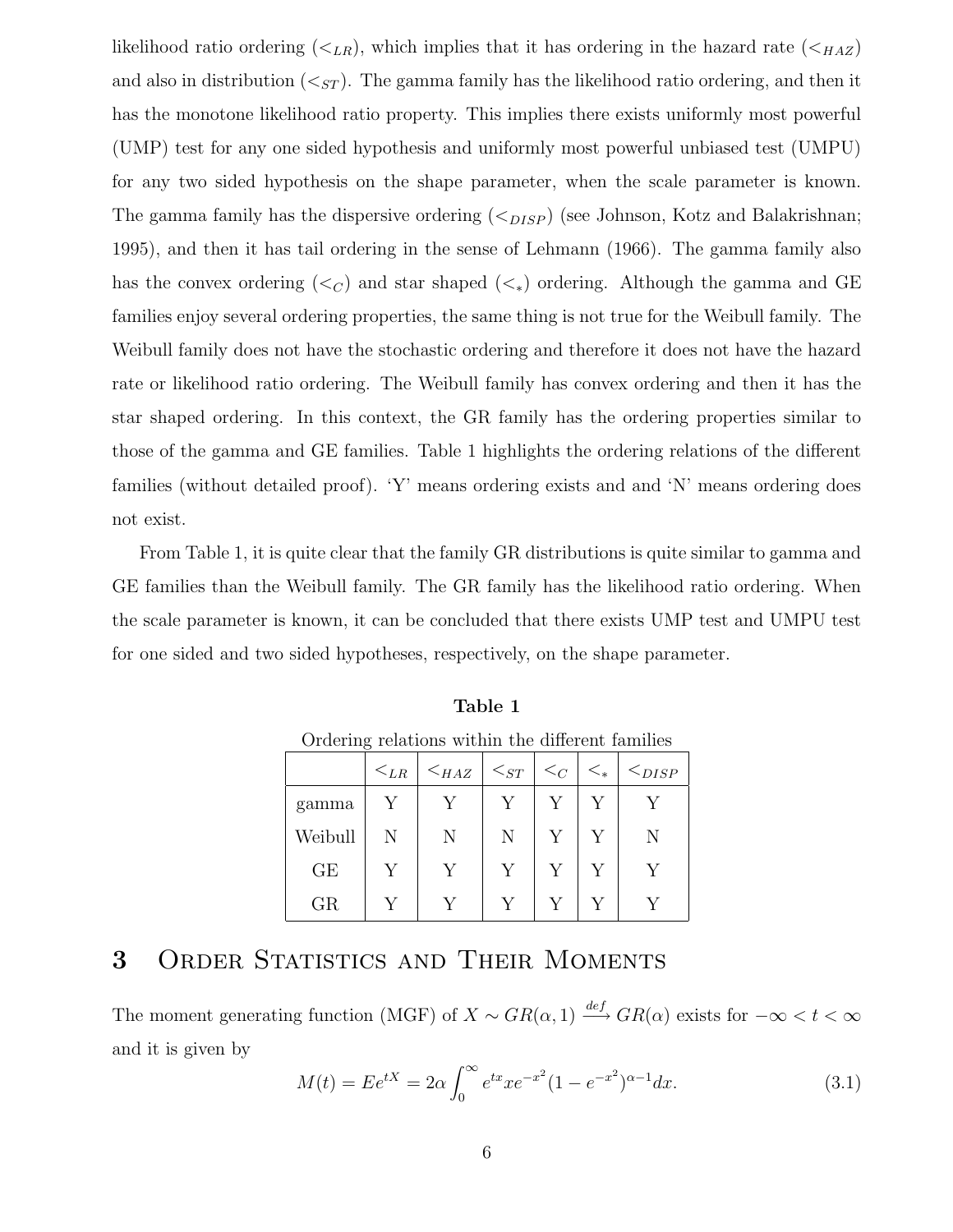likelihood ratio ordering ($<_{LR}$), which implies that it has ordering in the hazard rate ($<_{HAZ}$) and also in distribution ($<_{ST}$). The gamma family has the likelihood ratio ordering, and then it has the monotone likelihood ratio property. This implies there exists uniformly most powerful (UMP) test for any one sided hypothesis and uniformly most powerful unbiased test (UMPU) for any two sided hypothesis on the shape parameter, when the scale parameter is known. The gamma family has the dispersive ordering ($<_{DISP}$) (see Johnson, Kotz and Balakrishnan; 1995), and then it has tail ordering in the sense of Lehmann (1966). The gamma family also has the convex ordering ($<_{C}$) and star shaped ($<_{*}$) ordering. Although the gamma and GE families enjoy several ordering properties, the same thing is not true for the Weibull family. The Weibull family does not have the stochastic ordering and therefore it does not have the hazard rate or likelihood ratio ordering. The Weibull family has convex ordering and then it has the star shaped ordering. In this context, the GR family has the ordering properties similar to those of the gamma and GE families. Table 1 highlights the ordering relations of the different families (without detailed proof). 'Y' means ordering exists and and 'N' means ordering does not exist.

From Table 1, it is quite clear that the family GR distributions is quite similar to gamma and GE families than the Weibull family. The GR family has the likelihood ratio ordering. When the scale parameter is known, it can be concluded that there exists UMP test and UMPU test for one sided and two sided hypotheses, respectively, on the shape parameter.

**Table 1**

Ordering relations within the different families

| | $<_{LR}$ | $<_{HAZ}$ | $<_{ST}$ | $<_{C}$ | $<_{*}$ | $<_{DISP}$ |
|---|---|---|---|---|---|---|
| gamma | Y | Y | Y | Y | Y | Y |
| Weibull | N | N | N | Y | Y | N |
| GE | Y | Y | Y | Y | Y | Y |
| GR | Y | Y | Y | Y | Y | Y |

# 3 Order Statistics and Their Moments

The moment generating function (MGF) of $X \sim GR(\alpha, 1) \stackrel{def}{\longrightarrow} GR(\alpha)$ exists for $-\infty < t < \infty$ and it is given by

$$M(t) = Ee^{tX} = 2\alpha \int_0^\infty e^{tx} x e^{-x^2} (1 - e^{-x^2})^{\alpha - 1} dx. \tag{3.1}$$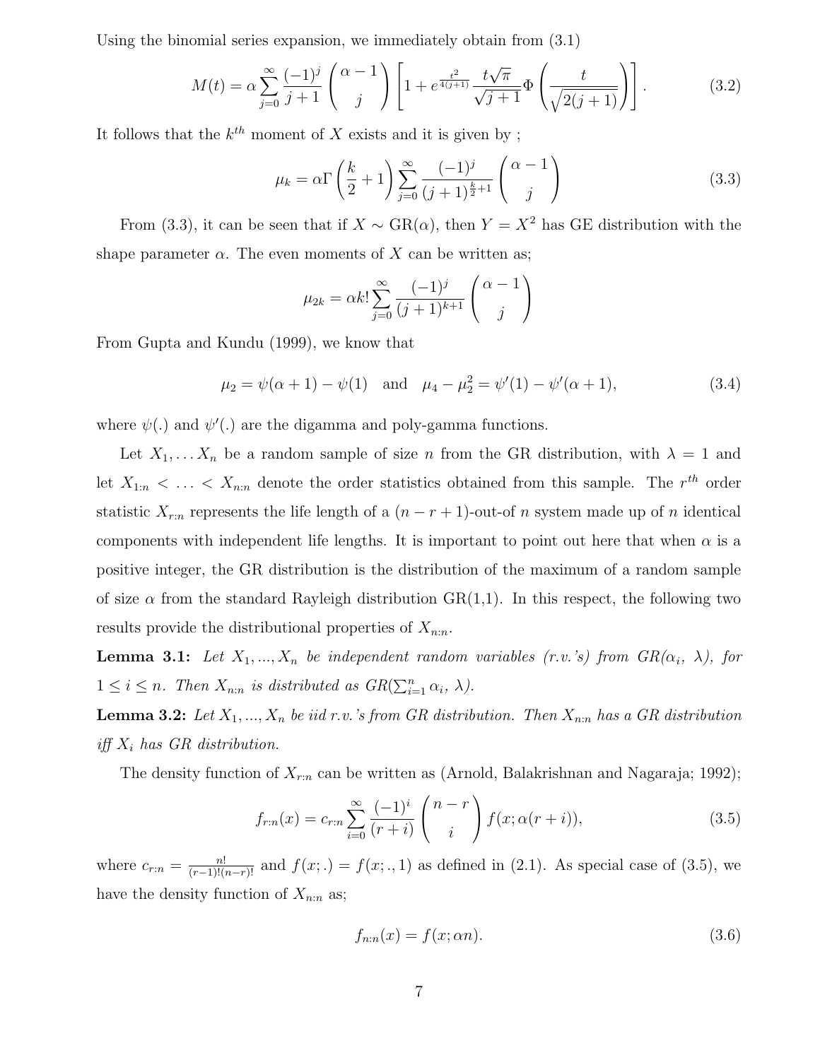Using the binomial series expansion, we immediately obtain from (3.1)

$$M(t) = \alpha \sum_{j=0}^{\infty} \frac{(-1)^j}{j+1} \binom{\alpha-1}{j} \left[ 1 + e^{\frac{t^2}{4(j+1)}} \frac{t\sqrt{\pi}}{\sqrt{j+1}} \Phi\left( \frac{t}{\sqrt{2(j+1)}} \right) \right]. \tag{3.2}$$

It follows that the $k^{th}$ moment of $X$ exists and it is given by ;

$$\mu_k = \alpha \Gamma\left(\frac{k}{2}+1\right) \sum_{j=0}^{\infty} \frac{(-1)^j}{(j+1)^{\frac{k}{2}+1}} \binom{\alpha-1}{j} \tag{3.3}$$

From (3.3), it can be seen that if $X \sim \text{GR}(\alpha)$, then $Y = X^2$ has GE distribution with the shape parameter $\alpha$. The even moments of $X$ can be written as;

$$\mu_{2k} = \alpha k! \sum_{j=0}^{\infty} \frac{(-1)^j}{(j+1)^{k+1}} \binom{\alpha-1}{j}$$

From Gupta and Kundu (1999), we know that

$$\mu_2 = \psi(\alpha+1) - \psi(1) \quad \text{and} \quad \mu_4 - \mu_2^2 = \psi'(1) - \psi'(\alpha+1), \tag{3.4}$$

where $\psi(.)$ and $\psi'(.)$ are the digamma and poly-gamma functions.

Let $X_1, \ldots X_n$ be a random sample of size $n$ from the GR distribution, with $\lambda = 1$ and let $X_{1:n} < \ldots < X_{n:n}$ denote the order statistics obtained from this sample. The $r^{th}$ order statistic $X_{r:n}$ represents the life length of a $(n-r+1)$-out-of $n$ system made up of $n$ identical components with independent life lengths. It is important to point out here that when $\alpha$ is a positive integer, the GR distribution is the distribution of the maximum of a random sample of size $\alpha$ from the standard Rayleigh distribution GR(1,1). In this respect, the following two results provide the distributional properties of $X_{n:n}$.

**Lemma 3.1:** *Let $X_1, ..., X_n$ be independent random variables (r.v.'s) from GR($\alpha_i$, $\lambda$), for $1 \leq i \leq n$. Then $X_{n:n}$ is distributed as GR($\sum_{i=1}^{n} \alpha_i$, $\lambda$).*

**Lemma 3.2:** *Let $X_1, ..., X_n$ be iid r.v.'s from GR distribution. Then $X_{n:n}$ has a GR distribution iff $X_i$ has GR distribution.*

The density function of $X_{r:n}$ can be written as (Arnold, Balakrishnan and Nagaraja; 1992);

$$f_{r:n}(x) = c_{r:n} \sum_{i=0}^{\infty} \frac{(-1)^i}{(r+i)} \binom{n-r}{i} f(x; \alpha(r+i)), \tag{3.5}$$

where $c_{r:n} = \frac{n!}{(r-1)!(n-r)!}$ and $f(x; .) = f(x; ., 1)$ as defined in (2.1). As special case of (3.5), we have the density function of $X_{n:n}$ as;

$$f_{n:n}(x) = f(x; \alpha n). \tag{3.6}$$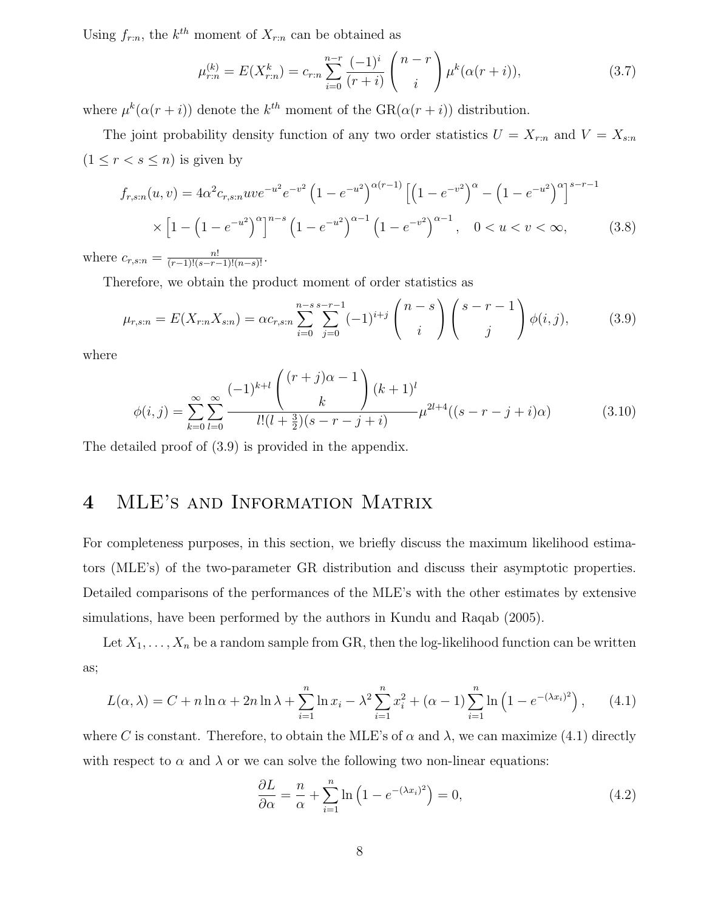Using $f_{r:n}$, the $k^{th}$ moment of $X_{r:n}$ can be obtained as

$$\mu_{r:n}^{(k)} = E(X_{r:n}^k) = c_{r:n} \sum_{i=0}^{n-r} \frac{(-1)^i}{(r+i)} \binom{n-r}{i} \mu^k(\alpha(r+i)), \tag{3.7}$$

where $\mu^k(\alpha(r+i))$ denote the $k^{th}$ moment of the GR$(\alpha(r+i))$ distribution.

The joint probability density function of any two order statistics $U = X_{r:n}$ and $V = X_{s:n}$ $(1 \leq r < s \leq n)$ is given by

$$\begin{aligned} f_{r,s:n}(u,v) &= 4\alpha^2 c_{r,s:n} uv e^{-u^2} e^{-v^2} \left(1 - e^{-u^2}\right)^{\alpha(r-1)} \left[\left(1 - e^{-v^2}\right)^{\alpha} - \left(1 - e^{-u^2}\right)^{\alpha}\right]^{s-r-1} \\ &\times \left[1 - \left(1 - e^{-u^2}\right)^{\alpha}\right]^{n-s} \left(1 - e^{-u^2}\right)^{\alpha-1} \left(1 - e^{-v^2}\right)^{\alpha-1}, \quad 0 < u < v < \infty, \end{aligned} \tag{3.8}$$

where $c_{r,s:n} = \frac{n!}{(r-1)!(s-r-1)!(n-s)!}$.

Therefore, we obtain the product moment of order statistics as

$$\mu_{r,s:n} = E(X_{r:n} X_{s:n}) = \alpha c_{r,s:n} \sum_{i=0}^{n-s} \sum_{j=0}^{s-r-1} (-1)^{i+j} \binom{n-s}{i} \binom{s-r-1}{j} \phi(i,j), \tag{3.9}$$

where

$$\phi(i,j) = \sum_{k=0}^{\infty} \sum_{l=0}^{\infty} \frac{(-1)^{k+l} \binom{(r+j)\alpha - 1}{k} (k+1)^l}{l!(l+\frac{3}{2})(s-r-j+i)} \mu^{2l+4}((s-r-j+i)\alpha) \tag{3.10}$$

The detailed proof of (3.9) is provided in the appendix.

# 4 MLE's and Information Matrix

For completeness purposes, in this section, we briefly discuss the maximum likelihood estimators (MLE's) of the two-parameter GR distribution and discuss their asymptotic properties. Detailed comparisons of the performances of the MLE's with the other estimates by extensive simulations, have been performed by the authors in Kundu and Raqab (2005).

Let $X_1, \ldots, X_n$ be a random sample from GR, then the log-likelihood function can be written as;

$$L(\alpha, \lambda) = C + n \ln \alpha + 2n \ln \lambda + \sum_{i=1}^{n} \ln x_i - \lambda^2 \sum_{i=1}^{n} x_i^2 + (\alpha - 1) \sum_{i=1}^{n} \ln\left(1 - e^{-(\lambda x_i)^2}\right), \tag{4.1}$$

where $C$ is constant. Therefore, to obtain the MLE's of $\alpha$ and $\lambda$, we can maximize (4.1) directly with respect to $\alpha$ and $\lambda$ or we can solve the following two non-linear equations:

$$\frac{\partial L}{\partial \alpha} = \frac{n}{\alpha} + \sum_{i=1}^{n} \ln\left(1 - e^{-(\lambda x_i)^2}\right) = 0, \tag{4.2}$$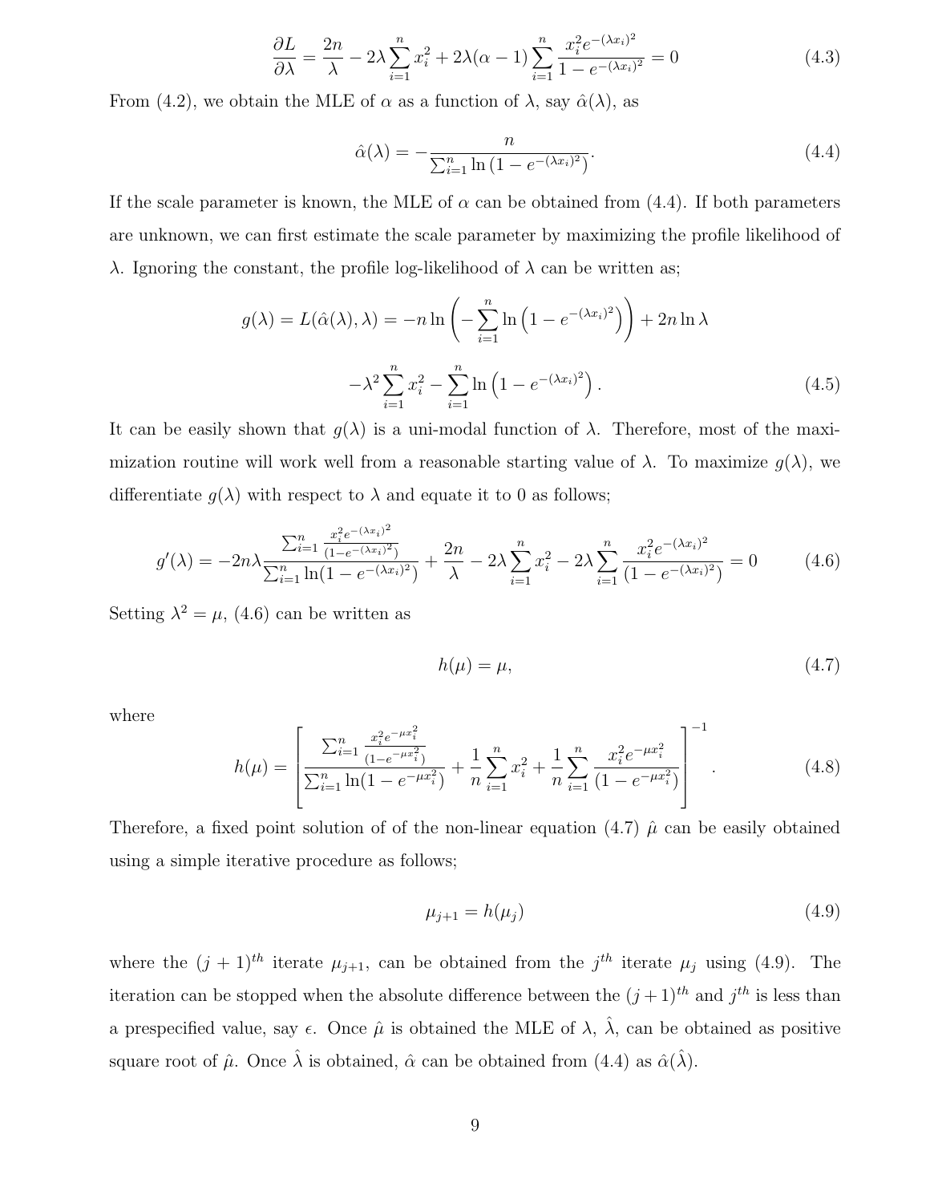$$\frac{\partial L}{\partial \lambda} = \frac{2n}{\lambda} - 2\lambda \sum_{i=1}^{n} x_i^2 + 2\lambda(\alpha - 1) \sum_{i=1}^{n} \frac{x_i^2 e^{-(\lambda x_i)^2}}{1 - e^{-(\lambda x_i)^2}} = 0 \tag{4.3}$$

From (4.2), we obtain the MLE of $\alpha$ as a function of $\lambda$, say $\hat{\alpha}(\lambda)$, as

$$\hat{\alpha}(\lambda) = -\frac{n}{\sum_{i=1}^{n} \ln\left(1 - e^{-(\lambda x_i)^2}\right)}. \tag{4.4}$$

If the scale parameter is known, the MLE of $\alpha$ can be obtained from (4.4). If both parameters are unknown, we can first estimate the scale parameter by maximizing the profile likelihood of $\lambda$. Ignoring the constant, the profile log-likelihood of $\lambda$ can be written as;

$$g(\lambda) = L(\hat{\alpha}(\lambda), \lambda) = -n \ln\left(-\sum_{i=1}^{n} \ln\left(1 - e^{-(\lambda x_i)^2}\right)\right) + 2n \ln \lambda$$

$$-\lambda^2 \sum_{i=1}^{n} x_i^2 - \sum_{i=1}^{n} \ln\left(1 - e^{-(\lambda x_i)^2}\right). \tag{4.5}$$

It can be easily shown that $g(\lambda)$ is a uni-modal function of $\lambda$. Therefore, most of the maximization routine will work well from a reasonable starting value of $\lambda$. To maximize $g(\lambda)$, we differentiate $g(\lambda)$ with respect to $\lambda$ and equate it to 0 as follows;

$$g'(\lambda) = -2n\lambda \frac{\sum_{i=1}^{n} \frac{x_i^2 e^{-(\lambda x_i)^2}}{(1 - e^{-(\lambda x_i)^2})}}{\sum_{i=1}^{n} \ln(1 - e^{-(\lambda x_i)^2})} + \frac{2n}{\lambda} - 2\lambda \sum_{i=1}^{n} x_i^2 - 2\lambda \sum_{i=1}^{n} \frac{x_i^2 e^{-(\lambda x_i)^2}}{(1 - e^{-(\lambda x_i)^2})} = 0 \tag{4.6}$$

Setting $\lambda^2 = \mu$, (4.6) can be written as

$$h(\mu) = \mu, \tag{4.7}$$

where

$$h(\mu) = \left[ \frac{\sum_{i=1}^{n} \frac{x_i^2 e^{-\mu x_i^2}}{(1 - e^{-\mu x_i^2})}}{\sum_{i=1}^{n} \ln(1 - e^{-\mu x_i^2})} + \frac{1}{n} \sum_{i=1}^{n} x_i^2 + \frac{1}{n} \sum_{i=1}^{n} \frac{x_i^2 e^{-\mu x_i^2}}{(1 - e^{-\mu x_i^2})} \right]^{-1}. \tag{4.8}$$

Therefore, a fixed point solution of of the non-linear equation (4.7) $\hat{\mu}$ can be easily obtained using a simple iterative procedure as follows;

$$\mu_{j+1} = h(\mu_j) \tag{4.9}$$

where the $(j+1)^{th}$ iterate $\mu_{j+1}$, can be obtained from the $j^{th}$ iterate $\mu_j$ using (4.9). The iteration can be stopped when the absolute difference between the $(j+1)^{th}$ and $j^{th}$ is less than a prespecified value, say $\epsilon$. Once $\hat{\mu}$ is obtained the MLE of $\lambda$, $\hat{\lambda}$, can be obtained as positive square root of $\hat{\mu}$. Once $\hat{\lambda}$ is obtained, $\hat{\alpha}$ can be obtained from (4.4) as $\hat{\alpha}(\hat{\lambda})$.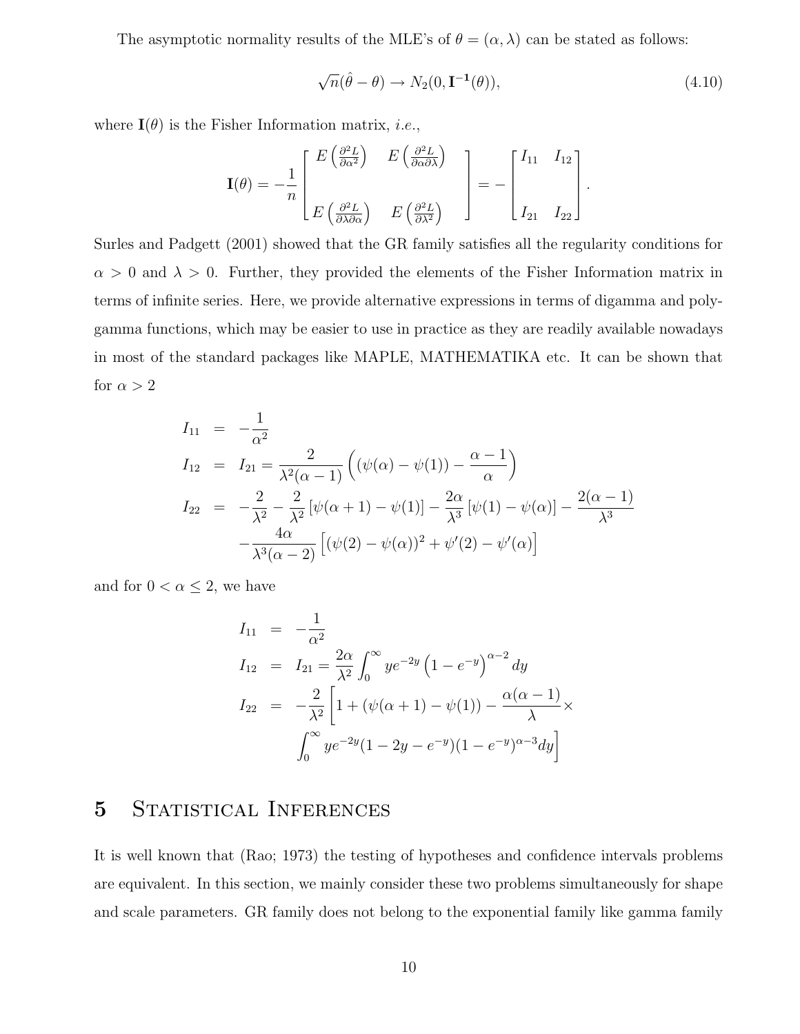The asymptotic normality results of the MLE's of $\theta = (\alpha, \lambda)$ can be stated as follows:

$$\sqrt{n}(\hat{\theta} - \theta) \rightarrow N_2(0, \mathbf{I^{-1}}(\theta)), \tag{4.10}$$

where $\mathbf{I}(\theta)$ is the Fisher Information matrix, *i.e.*,

$$\mathbf{I}(\theta) = -\frac{1}{n}\begin{bmatrix} E\left(\frac{\partial^2 L}{\partial \alpha^2}\right) & E\left(\frac{\partial^2 L}{\partial \alpha \partial \lambda}\right) \\ \\ E\left(\frac{\partial^2 L}{\partial \lambda \partial \alpha}\right) & E\left(\frac{\partial^2 L}{\partial \lambda^2}\right) \end{bmatrix} = -\begin{bmatrix} I_{11} & I_{12} \\ \\ I_{21} & I_{22} \end{bmatrix}.$$

Surles and Padgett (2001) showed that the GR family satisfies all the regularity conditions for $\alpha > 0$ and $\lambda > 0$. Further, they provided the elements of the Fisher Information matrix in terms of infinite series. Here, we provide alternative expressions in terms of digamma and polygamma functions, which may be easier to use in practice as they are readily available nowadays in most of the standard packages like MAPLE, MATHEMATIKA etc. It can be shown that for $\alpha > 2$

$$\begin{aligned}
I_{11} &= -\frac{1}{\alpha^2} \\
I_{12} &= I_{21} = \frac{2}{\lambda^2(\alpha-1)}\left((\psi(\alpha) - \psi(1)) - \frac{\alpha-1}{\alpha}\right) \\
I_{22} &= -\frac{2}{\lambda^2} - \frac{2}{\lambda^2}\left[\psi(\alpha+1) - \psi(1)\right] - \frac{2\alpha}{\lambda^3}\left[\psi(1) - \psi(\alpha)\right] - \frac{2(\alpha-1)}{\lambda^3} \\
&\quad - \frac{4\alpha}{\lambda^3(\alpha-2)}\left[(\psi(2) - \psi(\alpha))^2 + \psi'(2) - \psi'(\alpha)\right]
\end{aligned}$$

and for $0 < \alpha \leq 2$, we have

$$\begin{aligned}
I_{11} &= -\frac{1}{\alpha^2} \\
I_{12} &= I_{21} = \frac{2\alpha}{\lambda^2}\int_0^\infty y e^{-2y}\left(1 - e^{-y}\right)^{\alpha-2} dy \\
I_{22} &= -\frac{2}{\lambda^2}\left[1 + (\psi(\alpha+1) - \psi(1)) - \frac{\alpha(\alpha-1)}{\lambda} \times \right. \\
&\quad \left. \int_0^\infty y e^{-2y}(1 - 2y - e^{-y})(1 - e^{-y})^{\alpha-3} dy\right]
\end{aligned}$$

# 5 Statistical Inferences

It is well known that (Rao; 1973) the testing of hypotheses and confidence intervals problems are equivalent. In this section, we mainly consider these two problems simultaneously for shape and scale parameters. GR family does not belong to the exponential family like gamma family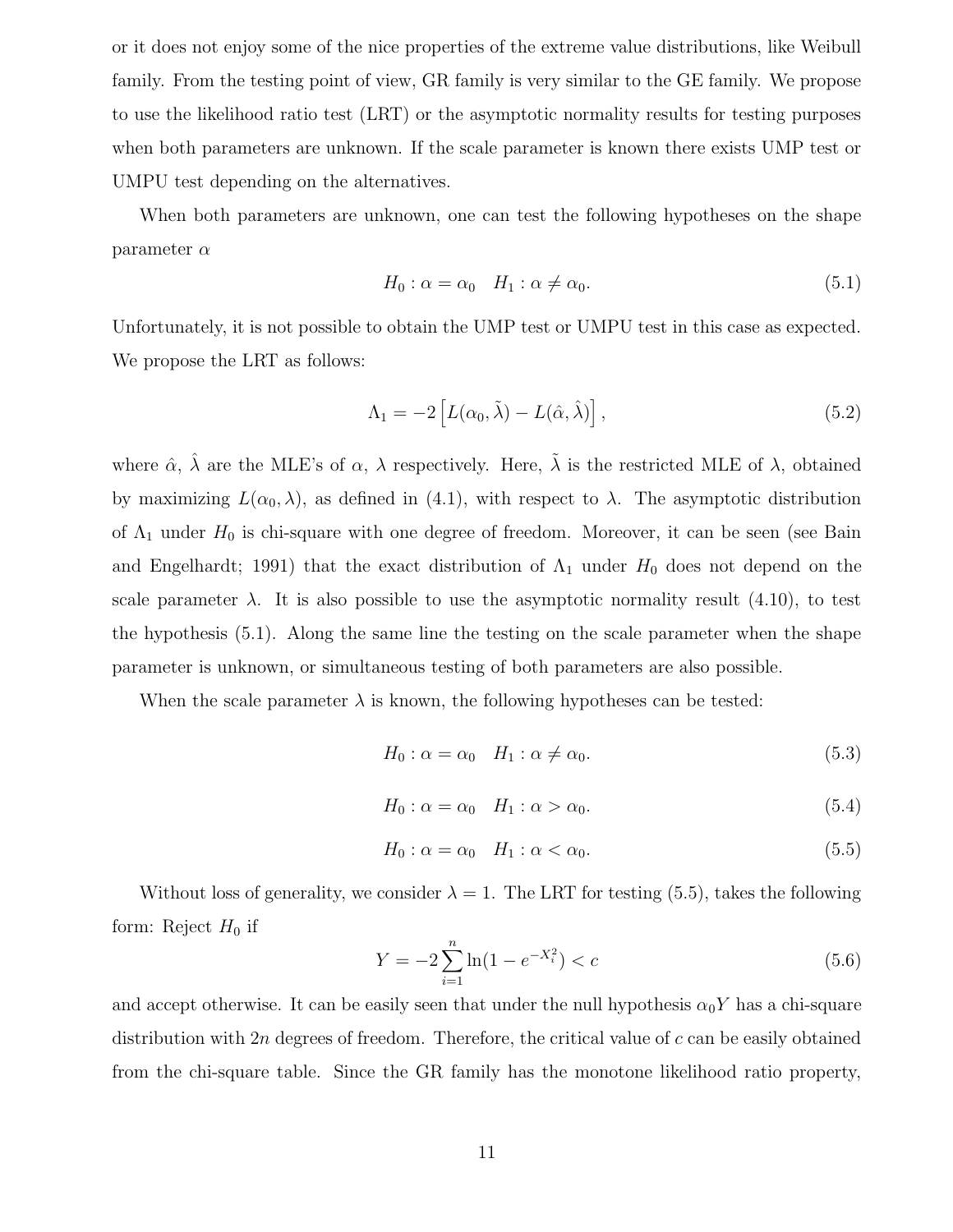or it does not enjoy some of the nice properties of the extreme value distributions, like Weibull family. From the testing point of view, GR family is very similar to the GE family. We propose to use the likelihood ratio test (LRT) or the asymptotic normality results for testing purposes when both parameters are unknown. If the scale parameter is known there exists UMP test or UMPU test depending on the alternatives.

When both parameters are unknown, one can test the following hypotheses on the shape parameter $\alpha$

$$H_0 : \alpha = \alpha_0 \quad H_1 : \alpha \neq \alpha_0. \tag{5.1}$$

Unfortunately, it is not possible to obtain the UMP test or UMPU test in this case as expected. We propose the LRT as follows:

$$\Lambda_1 = -2\left[L(\alpha_0, \tilde{\lambda}) - L(\hat{\alpha}, \hat{\lambda})\right], \tag{5.2}$$

where $\hat{\alpha}$, $\hat{\lambda}$ are the MLE's of $\alpha$, $\lambda$ respectively. Here, $\tilde{\lambda}$ is the restricted MLE of $\lambda$, obtained by maximizing $L(\alpha_0, \lambda)$, as defined in (4.1), with respect to $\lambda$. The asymptotic distribution of $\Lambda_1$ under $H_0$ is chi-square with one degree of freedom. Moreover, it can be seen (see Bain and Engelhardt; 1991) that the exact distribution of $\Lambda_1$ under $H_0$ does not depend on the scale parameter $\lambda$. It is also possible to use the asymptotic normality result (4.10), to test the hypothesis (5.1). Along the same line the testing on the scale parameter when the shape parameter is unknown, or simultaneous testing of both parameters are also possible.

When the scale parameter $\lambda$ is known, the following hypotheses can be tested:

$$H_0 : \alpha = \alpha_0 \quad H_1 : \alpha \neq \alpha_0. \tag{5.3}$$

$$H_0 : \alpha = \alpha_0 \quad H_1 : \alpha > \alpha_0. \tag{5.4}$$

$$H_0 : \alpha = \alpha_0 \quad H_1 : \alpha < \alpha_0. \tag{5.5}$$

Without loss of generality, we consider $\lambda = 1$. The LRT for testing (5.5), takes the following form: Reject $H_0$ if

$$Y = -2\sum_{i=1}^{n} \ln(1 - e^{-X_i^2}) < c \tag{5.6}$$

and accept otherwise. It can be easily seen that under the null hypothesis $\alpha_0 Y$ has a chi-square distribution with $2n$ degrees of freedom. Therefore, the critical value of $c$ can be easily obtained from the chi-square table. Since the GR family has the monotone likelihood ratio property,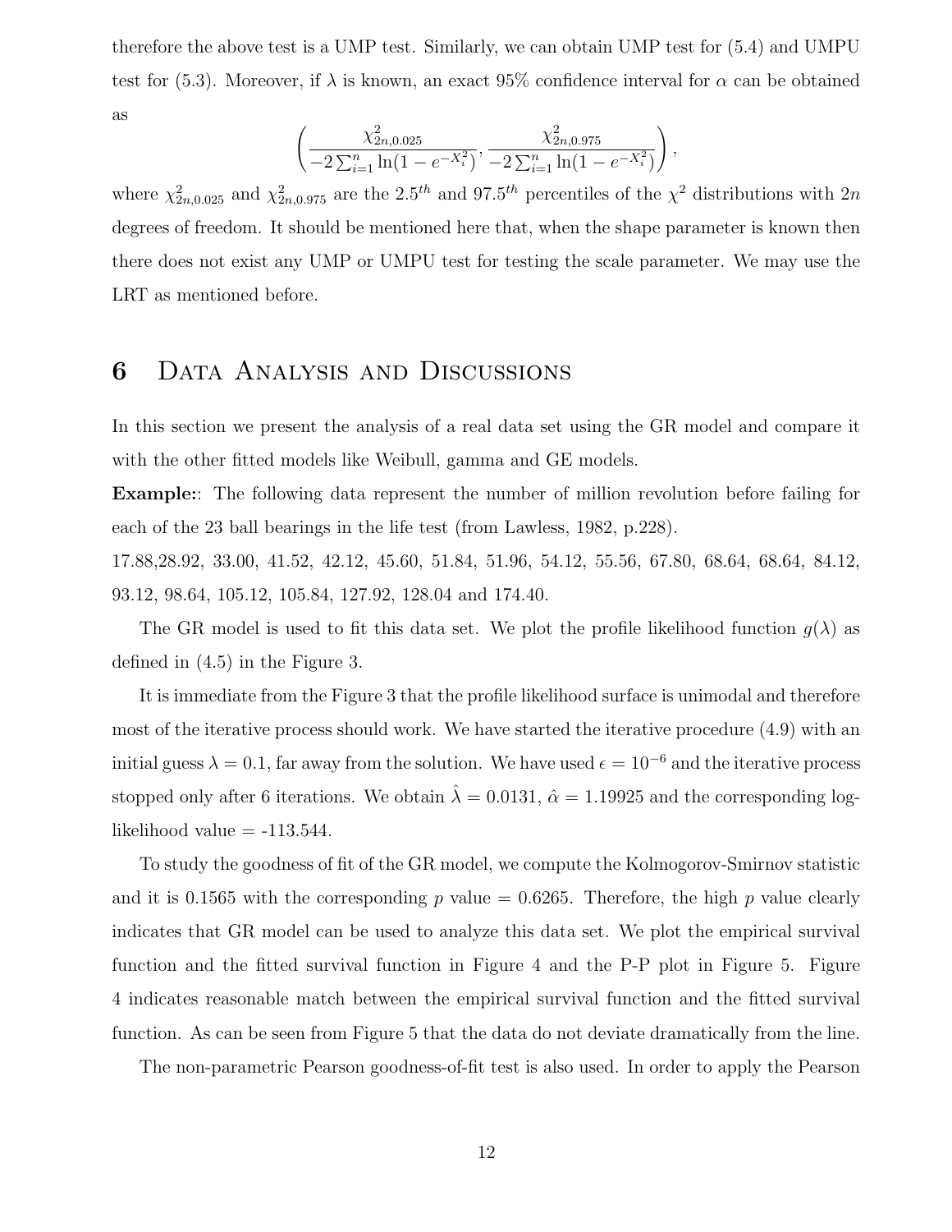therefore the above test is a UMP test. Similarly, we can obtain UMP test for (5.4) and UMPU test for (5.3). Moreover, if $\lambda$ is known, an exact 95% confidence interval for $\alpha$ can be obtained as

$$\left( \frac{\chi^2_{2n,0.025}}{-2\sum_{i=1}^{n} \ln(1 - e^{-X_i^2})}, \frac{\chi^2_{2n,0.975}}{-2\sum_{i=1}^{n} \ln(1 - e^{-X_i^2})} \right),$$

where $\chi^2_{2n,0.025}$ and $\chi^2_{2n,0.975}$ are the $2.5^{th}$ and $97.5^{th}$ percentiles of the $\chi^2$ distributions with $2n$ degrees of freedom. It should be mentioned here that, when the shape parameter is known then there does not exist any UMP or UMPU test for testing the scale parameter. We may use the LRT as mentioned before.

# 6 Data Analysis and Discussions

In this section we present the analysis of a real data set using the GR model and compare it with the other fitted models like Weibull, gamma and GE models.

**Example:**: The following data represent the number of million revolution before failing for each of the 23 ball bearings in the life test (from Lawless, 1982, p.228).

17.88,28.92, 33.00, 41.52, 42.12, 45.60, 51.84, 51.96, 54.12, 55.56, 67.80, 68.64, 68.64, 84.12, 93.12, 98.64, 105.12, 105.84, 127.92, 128.04 and 174.40.

The GR model is used to fit this data set. We plot the profile likelihood function $g(\lambda)$ as defined in (4.5) in the Figure 3.

It is immediate from the Figure 3 that the profile likelihood surface is unimodal and therefore most of the iterative process should work. We have started the iterative procedure (4.9) with an initial guess $\lambda = 0.1$, far away from the solution. We have used $\epsilon = 10^{-6}$ and the iterative process stopped only after 6 iterations. We obtain $\hat{\lambda} = 0.0131$, $\hat{\alpha} = 1.19925$ and the corresponding log-likelihood value = -113.544.

To study the goodness of fit of the GR model, we compute the Kolmogorov-Smirnov statistic and it is 0.1565 with the corresponding $p$ value = 0.6265. Therefore, the high $p$ value clearly indicates that GR model can be used to analyze this data set. We plot the empirical survival function and the fitted survival function in Figure 4 and the P-P plot in Figure 5. Figure 4 indicates reasonable match between the empirical survival function and the fitted survival function. As can be seen from Figure 5 that the data do not deviate dramatically from the line.

The non-parametric Pearson goodness-of-fit test is also used. In order to apply the Pearson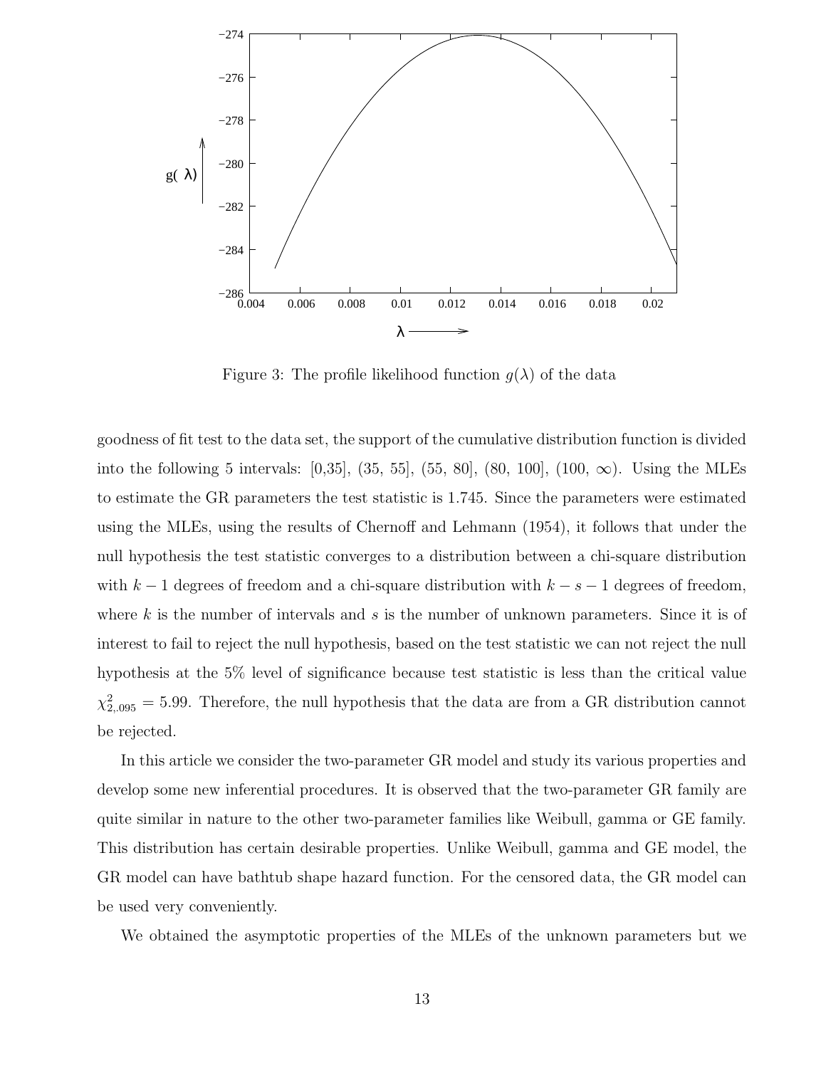Figure 3: The profile likelihood function $g(\lambda)$ of the data

goodness of fit test to the data set, the support of the cumulative distribution function is divided into the following 5 intervals: [0,35], (35, 55], (55, 80], (80, 100], (100, $\infty$). Using the MLEs to estimate the GR parameters the test statistic is 1.745. Since the parameters were estimated using the MLEs, using the results of Chernoff and Lehmann (1954), it follows that under the null hypothesis the test statistic converges to a distribution between a chi-square distribution with $k-1$ degrees of freedom and a chi-square distribution with $k-s-1$ degrees of freedom, where $k$ is the number of intervals and $s$ is the number of unknown parameters. Since it is of interest to fail to reject the null hypothesis, based on the test statistic we can not reject the null hypothesis at the 5% level of significance because test statistic is less than the critical value $\chi^2_{2,.095} = 5.99$. Therefore, the null hypothesis that the data are from a GR distribution cannot be rejected.

In this article we consider the two-parameter GR model and study its various properties and develop some new inferential procedures. It is observed that the two-parameter GR family are quite similar in nature to the other two-parameter families like Weibull, gamma or GE family. This distribution has certain desirable properties. Unlike Weibull, gamma and GE model, the GR model can have bathtub shape hazard function. For the censored data, the GR model can be used very conveniently.

We obtained the asymptotic properties of the MLEs of the unknown parameters but we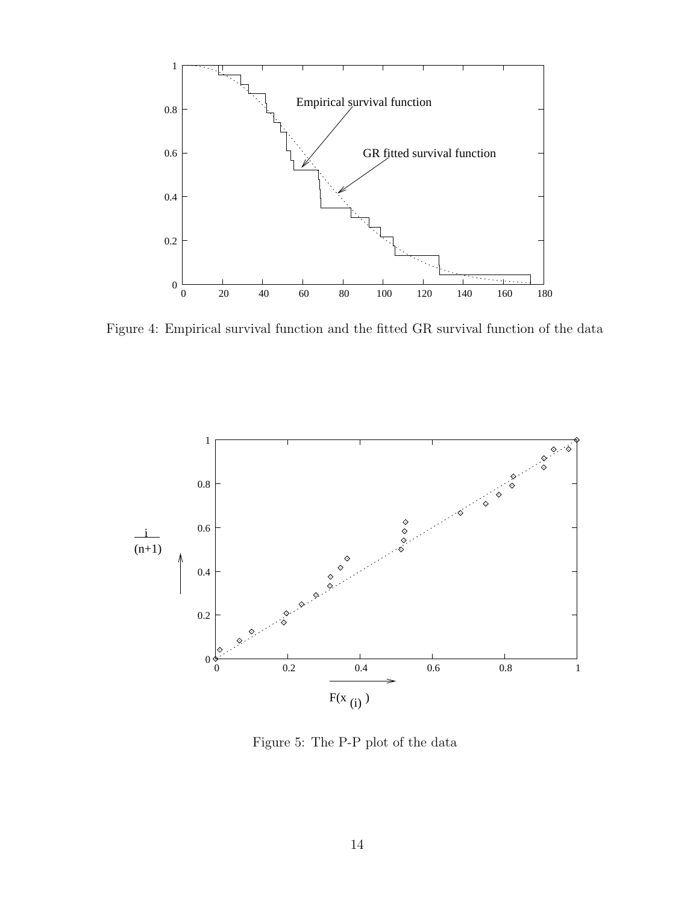Figure 4: Empirical survival function and the fitted GR survival function of the data

Figure 5: The P-P plot of the data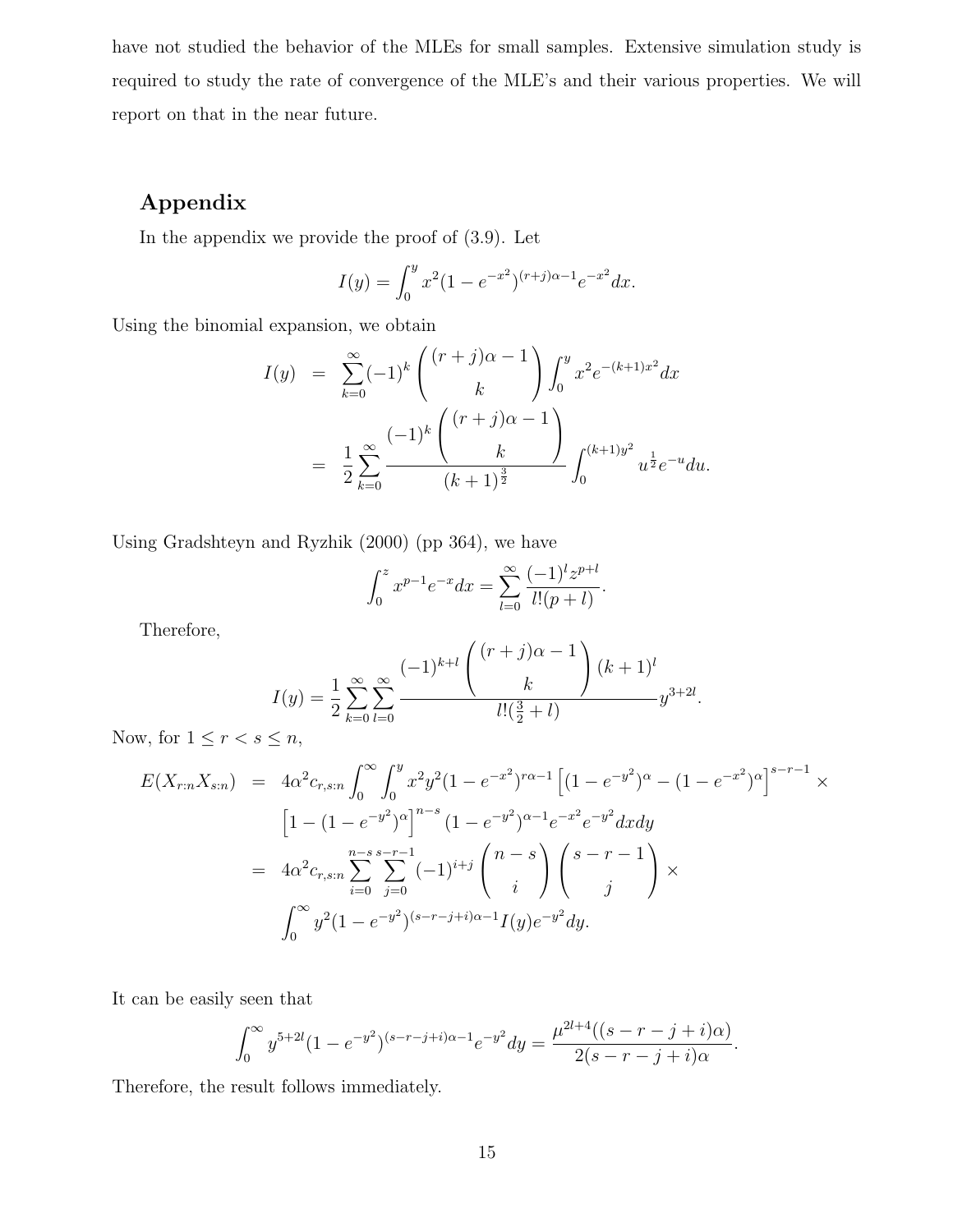have not studied the behavior of the MLEs for small samples. Extensive simulation study is required to study the rate of convergence of the MLE's and their various properties. We will report on that in the near future.

## Appendix

In the appendix we provide the proof of (3.9). Let

$$I(y) = \int_0^y x^2 (1 - e^{-x^2})^{(r+j)\alpha - 1} e^{-x^2} dx.$$

Using the binomial expansion, we obtain

$$\begin{aligned}
I(y) &= \sum_{k=0}^{\infty} (-1)^k \binom{(r+j)\alpha - 1}{k} \int_0^y x^2 e^{-(k+1)x^2} dx \\
&= \frac{1}{2} \sum_{k=0}^{\infty} \frac{(-1)^k \binom{(r+j)\alpha - 1}{k}}{(k+1)^{\frac{3}{2}}} \int_0^{(k+1)y^2} u^{\frac{1}{2}} e^{-u} du.
\end{aligned}$$

Using Gradshteyn and Ryzhik (2000) (pp 364), we have

$$\int_0^z x^{p-1} e^{-x} dx = \sum_{l=0}^{\infty} \frac{(-1)^l z^{p+l}}{l!(p+l)}.$$

Therefore,

$$I(y) = \frac{1}{2} \sum_{k=0}^{\infty} \sum_{l=0}^{\infty} \frac{(-1)^{k+l} \binom{(r+j)\alpha - 1}{k} (k+1)^l}{l!(\frac{3}{2} + l)} y^{3+2l}.$$

Now, for $1 \leq r < s \leq n$,

$$\begin{aligned}
E(X_{r:n} X_{s:n}) &= 4\alpha^2 c_{r,s:n} \int_0^{\infty} \int_0^y x^2 y^2 (1 - e^{-x^2})^{r\alpha - 1} \left[ (1 - e^{-y^2})^{\alpha} - (1 - e^{-x^2})^{\alpha} \right]^{s-r-1} \times \\
&\quad \left[ 1 - (1 - e^{-y^2})^{\alpha} \right]^{n-s} (1 - e^{-y^2})^{\alpha - 1} e^{-x^2} e^{-y^2} dx dy \\
&= 4\alpha^2 c_{r,s:n} \sum_{i=0}^{n-s} \sum_{j=0}^{s-r-1} (-1)^{i+j} \binom{n-s}{i} \binom{s-r-1}{j} \times \\
&\quad \int_0^{\infty} y^2 (1 - e^{-y^2})^{(s-r-j+i)\alpha - 1} I(y) e^{-y^2} dy.
\end{aligned}$$

It can be easily seen that

$$\int_0^{\infty} y^{5+2l} (1 - e^{-y^2})^{(s-r-j+i)\alpha - 1} e^{-y^2} dy = \frac{\mu^{2l+4}((s-r-j+i)\alpha)}{2(s-r-j+i)\alpha}.$$

Therefore, the result follows immediately.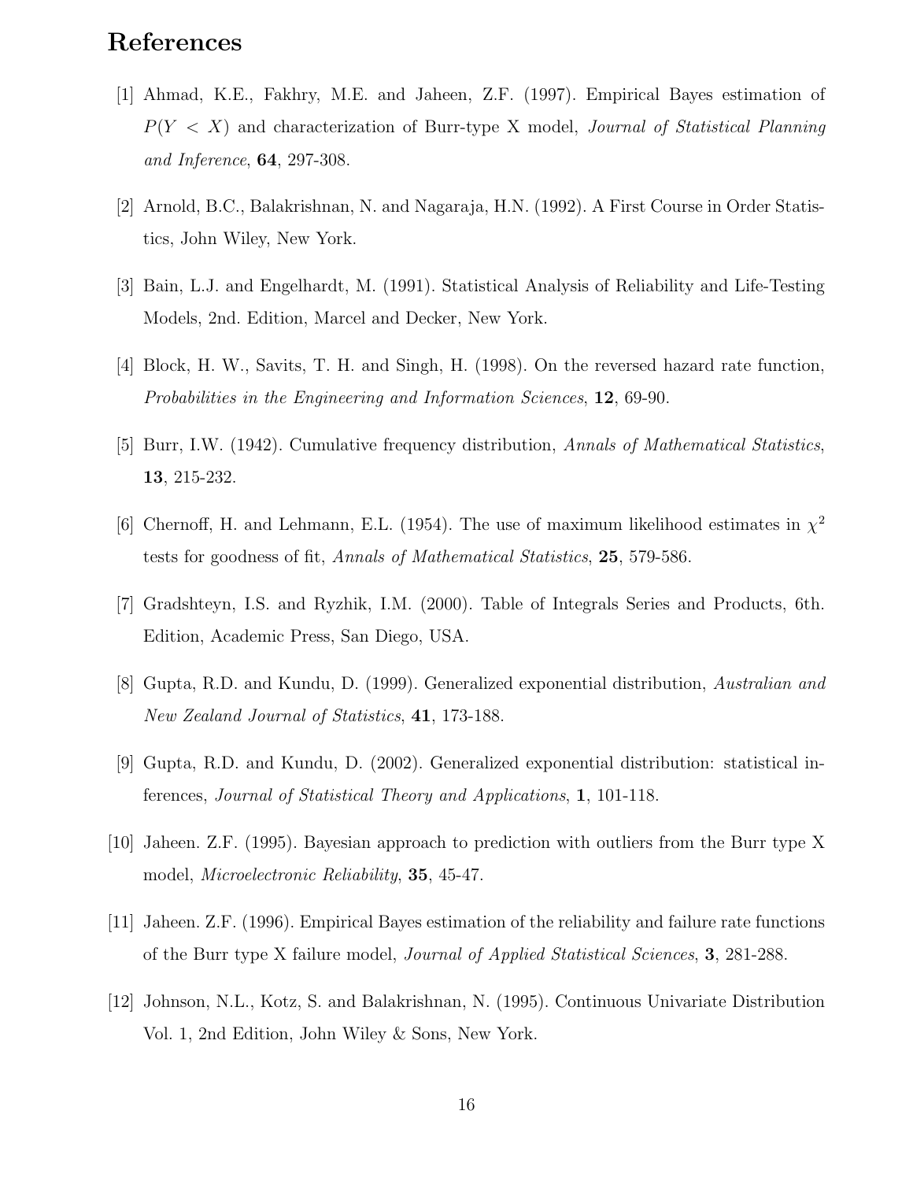## References

[1] Ahmad, K.E., Fakhry, M.E. and Jaheen, Z.F. (1997). Empirical Bayes estimation of $P(Y < X)$ and characterization of Burr-type X model, *Journal of Statistical Planning and Inference*, **64**, 297-308.

[2] Arnold, B.C., Balakrishnan, N. and Nagaraja, H.N. (1992). A First Course in Order Statistics, John Wiley, New York.

[3] Bain, L.J. and Engelhardt, M. (1991). Statistical Analysis of Reliability and Life-Testing Models, 2nd. Edition, Marcel and Decker, New York.

[4] Block, H. W., Savits, T. H. and Singh, H. (1998). On the reversed hazard rate function, *Probabilities in the Engineering and Information Sciences*, **12**, 69-90.

[5] Burr, I.W. (1942). Cumulative frequency distribution, *Annals of Mathematical Statistics*, **13**, 215-232.

[6] Chernoff, H. and Lehmann, E.L. (1954). The use of maximum likelihood estimates in $\chi^2$ tests for goodness of fit, *Annals of Mathematical Statistics*, **25**, 579-586.

[7] Gradshteyn, I.S. and Ryzhik, I.M. (2000). Table of Integrals Series and Products, 6th. Edition, Academic Press, San Diego, USA.

[8] Gupta, R.D. and Kundu, D. (1999). Generalized exponential distribution, *Australian and New Zealand Journal of Statistics*, **41**, 173-188.

[9] Gupta, R.D. and Kundu, D. (2002). Generalized exponential distribution: statistical inferences, *Journal of Statistical Theory and Applications*, **1**, 101-118.

[10] Jaheen. Z.F. (1995). Bayesian approach to prediction with outliers from the Burr type X model, *Microelectronic Reliability*, **35**, 45-47.

[11] Jaheen. Z.F. (1996). Empirical Bayes estimation of the reliability and failure rate functions of the Burr type X failure model, *Journal of Applied Statistical Sciences*, **3**, 281-288.

[12] Johnson, N.L., Kotz, S. and Balakrishnan, N. (1995). Continuous Univariate Distribution Vol. 1, 2nd Edition, John Wiley & Sons, New York.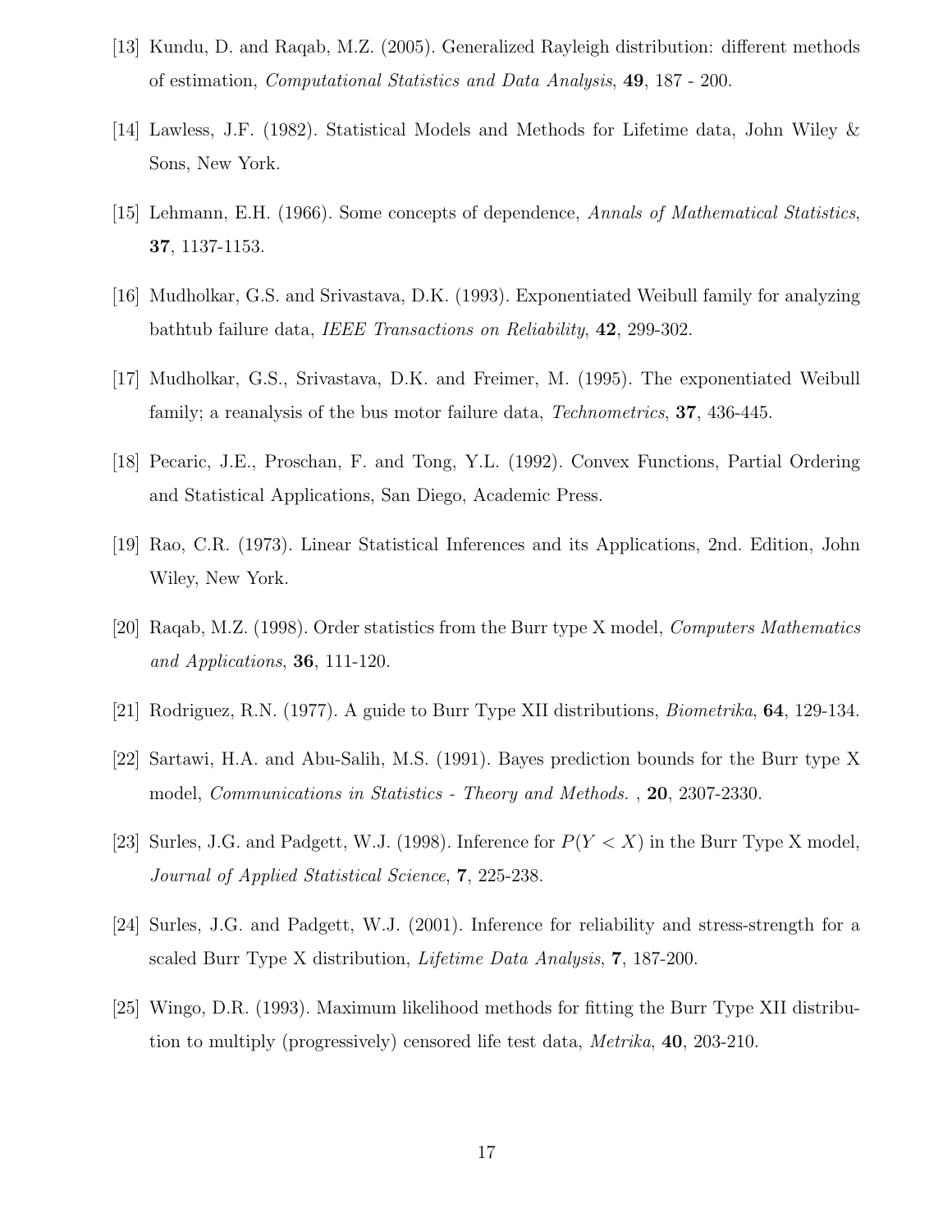[13] Kundu, D. and Raqab, M.Z. (2005). Generalized Rayleigh distribution: different methods of estimation, *Computational Statistics and Data Analysis*, **49**, 187 - 200.

[14] Lawless, J.F. (1982). Statistical Models and Methods for Lifetime data, John Wiley & Sons, New York.

[15] Lehmann, E.H. (1966). Some concepts of dependence, *Annals of Mathematical Statistics*, **37**, 1137-1153.

[16] Mudholkar, G.S. and Srivastava, D.K. (1993). Exponentiated Weibull family for analyzing bathtub failure data, *IEEE Transactions on Reliability*, **42**, 299-302.

[17] Mudholkar, G.S., Srivastava, D.K. and Freimer, M. (1995). The exponentiated Weibull family; a reanalysis of the bus motor failure data, *Technometrics*, **37**, 436-445.

[18] Pecaric, J.E., Proschan, F. and Tong, Y.L. (1992). Convex Functions, Partial Ordering and Statistical Applications, San Diego, Academic Press.

[19] Rao, C.R. (1973). Linear Statistical Inferences and its Applications, 2nd. Edition, John Wiley, New York.

[20] Raqab, M.Z. (1998). Order statistics from the Burr type X model, *Computers Mathematics and Applications*, **36**, 111-120.

[21] Rodriguez, R.N. (1977). A guide to Burr Type XII distributions, *Biometrika*, **64**, 129-134.

[22] Sartawi, H.A. and Abu-Salih, M.S. (1991). Bayes prediction bounds for the Burr type X model, *Communications in Statistics - Theory and Methods.* , **20**, 2307-2330.

[23] Surles, J.G. and Padgett, W.J. (1998). Inference for $P(Y < X)$ in the Burr Type X model, *Journal of Applied Statistical Science*, **7**, 225-238.

[24] Surles, J.G. and Padgett, W.J. (2001). Inference for reliability and stress-strength for a scaled Burr Type X distribution, *Lifetime Data Analysis*, **7**, 187-200.

[25] Wingo, D.R. (1993). Maximum likelihood methods for fitting the Burr Type XII distribution to multiply (progressively) censored life test data, *Metrika*, **40**, 203-210.